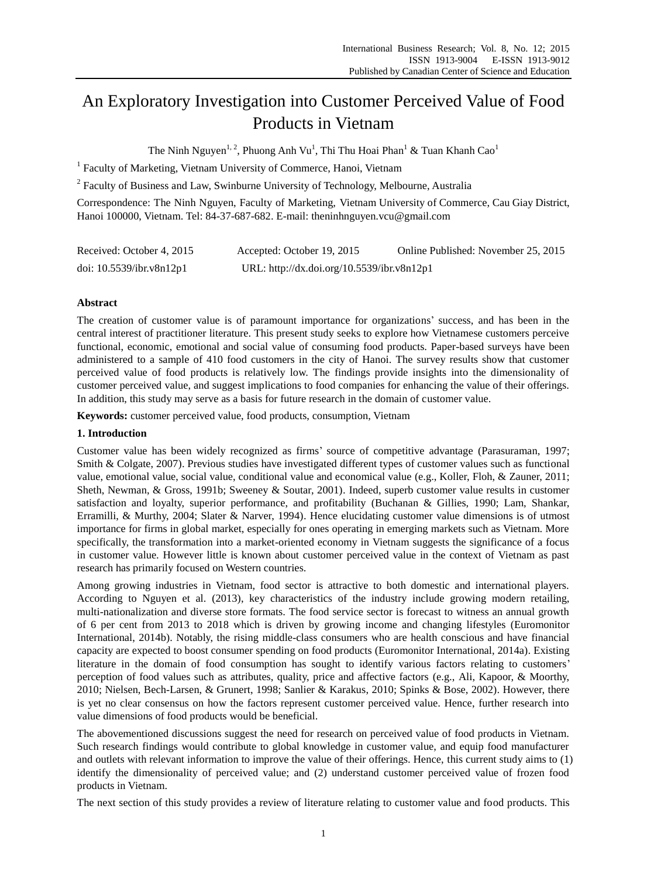# An Exploratory Investigation into Customer Perceived Value of Food Products in Vietnam

The Ninh Nguyen[1, 2], Phuong Anh Vu[1], Thi Thu Hoai Phan[1] & Tuan Khanh Cao[1]

[1] Faculty of Marketing, Vietnam University of Commerce, Hanoi, Vietnam

[2] Faculty of Business and Law, Swinburne University of Technology, Melbourne, Australia

Correspondence: The Ninh Nguyen, Faculty of Marketing, Vietnam University of Commerce, Cau Giay District, Hanoi 100000, Vietnam. Tel: 84-37-687-682. E-mail: theninhnguyen.vcu@gmail.com

Received: October 4, 2015 Accepted: October 19, 2015 Online Published: November 25, 2015

doi: 10.5539/ibr.v8n12p1 URL: http://dx.doi.org/10.5539/ibr.v8n12p1

**Abstract**

The creation of customer value is of paramount importance for organizations' success, and has been in the central interest of practitioner literature. This present study seeks to explore how Vietnamese customers perceive functional, economic, emotional and social value of consuming food products. Paper-based surveys have been administered to a sample of 410 food customers in the city of Hanoi. The survey results show that customer perceived value of food products is relatively low. The findings provide insights into the dimensionality of customer perceived value, and suggest implications to food companies for enhancing the value of their offerings. In addition, this study may serve as a basis for future research in the domain of customer value.

**Keywords:** customer perceived value, food products, consumption, Vietnam

## 1. Introduction

Customer value has been widely recognized as firms' source of competitive advantage (Parasuraman, 1997; Smith & Colgate, 2007). Previous studies have investigated different types of customer values such as functional value, emotional value, social value, conditional value and economical value (e.g., Koller, Floh, & Zauner, 2011; Sheth, Newman, & Gross, 1991b; Sweeney & Soutar, 2001). Indeed, superb customer value results in customer satisfaction and loyalty, superior performance, and profitability (Buchanan & Gillies, 1990; Lam, Shankar, Erramilli, & Murthy, 2004; Slater & Narver, 1994). Hence elucidating customer value dimensions is of utmost importance for firms in global market, especially for ones operating in emerging markets such as Vietnam. More specifically, the transformation into a market-oriented economy in Vietnam suggests the significance of a focus in customer value. However little is known about customer perceived value in the context of Vietnam as past research has primarily focused on Western countries.

Among growing industries in Vietnam, food sector is attractive to both domestic and international players. According to Nguyen et al. (2013), key characteristics of the industry include growing modern retailing, multi-nationalization and diverse store formats. The food service sector is forecast to witness an annual growth of 6 per cent from 2013 to 2018 which is driven by growing income and changing lifestyles (Euromonitor International, 2014b). Notably, the rising middle-class consumers who are health conscious and have financial capacity are expected to boost consumer spending on food products (Euromonitor International, 2014a). Existing literature in the domain of food consumption has sought to identify various factors relating to customers' perception of food values such as attributes, quality, price and affective factors (e.g., Ali, Kapoor, & Moorthy, 2010; Nielsen, Bech-Larsen, & Grunert, 1998; Sanlier & Karakus, 2010; Spinks & Bose, 2002). However, there is yet no clear consensus on how the factors represent customer perceived value. Hence, further research into value dimensions of food products would be beneficial.

The abovementioned discussions suggest the need for research on perceived value of food products in Vietnam. Such research findings would contribute to global knowledge in customer value, and equip food manufacturer and outlets with relevant information to improve the value of their offerings. Hence, this current study aims to (1) identify the dimensionality of perceived value; and (2) understand customer perceived value of frozen food products in Vietnam.

The next section of this study provides a review of literature relating to customer value and food products. This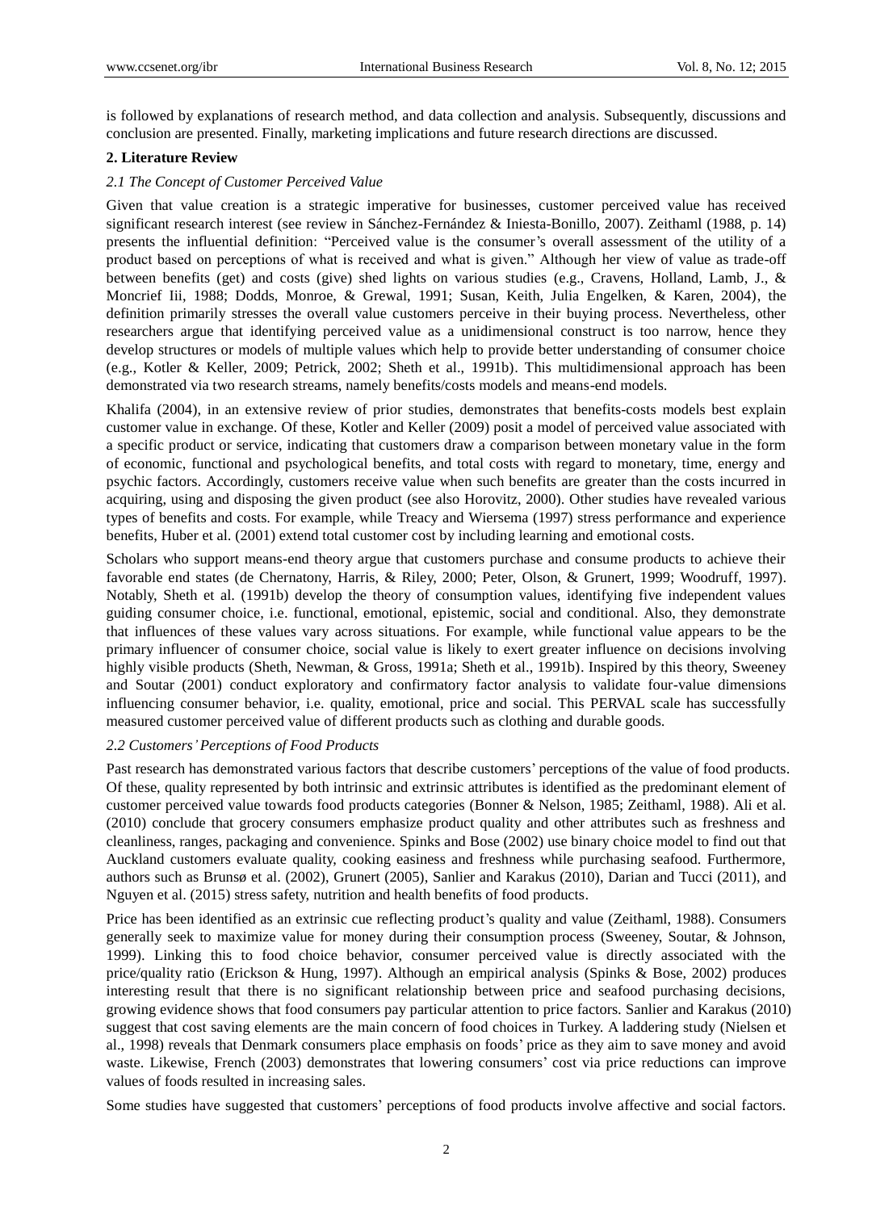is followed by explanations of research method, and data collection and analysis. Subsequently, discussions and conclusion are presented. Finally, marketing implications and future research directions are discussed.

## 2. Literature Review

### *2.1 The Concept of Customer Perceived Value*

Given that value creation is a strategic imperative for businesses, customer perceived value has received significant research interest (see review in Sánchez-Fernández & Iniesta-Bonillo, 2007). Zeithaml (1988, p. 14) presents the influential definition: "Perceived value is the consumer's overall assessment of the utility of a product based on perceptions of what is received and what is given." Although her view of value as trade-off between benefits (get) and costs (give) shed lights on various studies (e.g., Cravens, Holland, Lamb, J., & Moncrief Iii, 1988; Dodds, Monroe, & Grewal, 1991; Susan, Keith, Julia Engelken, & Karen, 2004), the definition primarily stresses the overall value customers perceive in their buying process. Nevertheless, other researchers argue that identifying perceived value as a unidimensional construct is too narrow, hence they develop structures or models of multiple values which help to provide better understanding of consumer choice (e.g., Kotler & Keller, 2009; Petrick, 2002; Sheth et al., 1991b). This multidimensional approach has been demonstrated via two research streams, namely benefits/costs models and means-end models.

Khalifa (2004), in an extensive review of prior studies, demonstrates that benefits-costs models best explain customer value in exchange. Of these, Kotler and Keller (2009) posit a model of perceived value associated with a specific product or service, indicating that customers draw a comparison between monetary value in the form of economic, functional and psychological benefits, and total costs with regard to monetary, time, energy and psychic factors. Accordingly, customers receive value when such benefits are greater than the costs incurred in acquiring, using and disposing the given product (see also Horovitz, 2000). Other studies have revealed various types of benefits and costs. For example, while Treacy and Wiersema (1997) stress performance and experience benefits, Huber et al. (2001) extend total customer cost by including learning and emotional costs.

Scholars who support means-end theory argue that customers purchase and consume products to achieve their favorable end states (de Chernatony, Harris, & Riley, 2000; Peter, Olson, & Grunert, 1999; Woodruff, 1997). Notably, Sheth et al. (1991b) develop the theory of consumption values, identifying five independent values guiding consumer choice, i.e. functional, emotional, epistemic, social and conditional. Also, they demonstrate that influences of these values vary across situations. For example, while functional value appears to be the primary influencer of consumer choice, social value is likely to exert greater influence on decisions involving highly visible products (Sheth, Newman, & Gross, 1991a; Sheth et al., 1991b). Inspired by this theory, Sweeney and Soutar (2001) conduct exploratory and confirmatory factor analysis to validate four-value dimensions influencing consumer behavior, i.e. quality, emotional, price and social. This PERVAL scale has successfully measured customer perceived value of different products such as clothing and durable goods.

### *2.2 Customers' Perceptions of Food Products*

Past research has demonstrated various factors that describe customers' perceptions of the value of food products. Of these, quality represented by both intrinsic and extrinsic attributes is identified as the predominant element of customer perceived value towards food products categories (Bonner & Nelson, 1985; Zeithaml, 1988). Ali et al. (2010) conclude that grocery consumers emphasize product quality and other attributes such as freshness and cleanliness, ranges, packaging and convenience. Spinks and Bose (2002) use binary choice model to find out that Auckland customers evaluate quality, cooking easiness and freshness while purchasing seafood. Furthermore, authors such as Brunsø et al. (2002), Grunert (2005), Sanlier and Karakus (2010), Darian and Tucci (2011), and Nguyen et al. (2015) stress safety, nutrition and health benefits of food products.

Price has been identified as an extrinsic cue reflecting product's quality and value (Zeithaml, 1988). Consumers generally seek to maximize value for money during their consumption process (Sweeney, Soutar, & Johnson, 1999). Linking this to food choice behavior, consumer perceived value is directly associated with the price/quality ratio (Erickson & Hung, 1997). Although an empirical analysis (Spinks & Bose, 2002) produces interesting result that there is no significant relationship between price and seafood purchasing decisions, growing evidence shows that food consumers pay particular attention to price factors. Sanlier and Karakus (2010) suggest that cost saving elements are the main concern of food choices in Turkey. A laddering study (Nielsen et al., 1998) reveals that Denmark consumers place emphasis on foods' price as they aim to save money and avoid waste. Likewise, French (2003) demonstrates that lowering consumers' cost via price reductions can improve values of foods resulted in increasing sales.

Some studies have suggested that customers' perceptions of food products involve affective and social factors.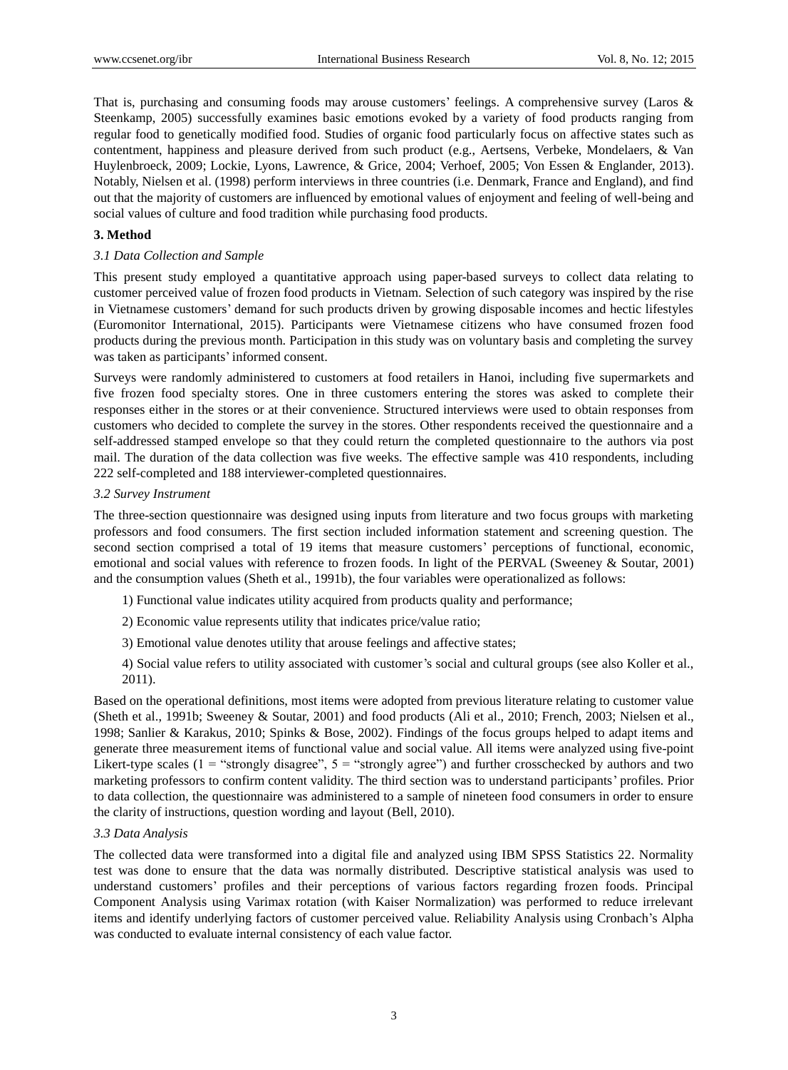That is, purchasing and consuming foods may arouse customers' feelings. A comprehensive survey (Laros & Steenkamp, 2005) successfully examines basic emotions evoked by a variety of food products ranging from regular food to genetically modified food. Studies of organic food particularly focus on affective states such as contentment, happiness and pleasure derived from such product (e.g., Aertsens, Verbeke, Mondelaers, & Van Huylenbroeck, 2009; Lockie, Lyons, Lawrence, & Grice, 2004; Verhoef, 2005; Von Essen & Englander, 2013). Notably, Nielsen et al. (1998) perform interviews in three countries (i.e. Denmark, France and England), and find out that the majority of customers are influenced by emotional values of enjoyment and feeling of well-being and social values of culture and food tradition while purchasing food products.

## 3. Method

### *3.1 Data Collection and Sample*

This present study employed a quantitative approach using paper-based surveys to collect data relating to customer perceived value of frozen food products in Vietnam. Selection of such category was inspired by the rise in Vietnamese customers' demand for such products driven by growing disposable incomes and hectic lifestyles (Euromonitor International, 2015). Participants were Vietnamese citizens who have consumed frozen food products during the previous month. Participation in this study was on voluntary basis and completing the survey was taken as participants' informed consent.

Surveys were randomly administered to customers at food retailers in Hanoi, including five supermarkets and five frozen food specialty stores. One in three customers entering the stores was asked to complete their responses either in the stores or at their convenience. Structured interviews were used to obtain responses from customers who decided to complete the survey in the stores. Other respondents received the questionnaire and a self-addressed stamped envelope so that they could return the completed questionnaire to the authors via post mail. The duration of the data collection was five weeks. The effective sample was 410 respondents, including 222 self-completed and 188 interviewer-completed questionnaires.

### *3.2 Survey Instrument*

The three-section questionnaire was designed using inputs from literature and two focus groups with marketing professors and food consumers. The first section included information statement and screening question. The second section comprised a total of 19 items that measure customers' perceptions of functional, economic, emotional and social values with reference to frozen foods. In light of the PERVAL (Sweeney & Soutar, 2001) and the consumption values (Sheth et al., 1991b), the four variables were operationalized as follows:

1) Functional value indicates utility acquired from products quality and performance;

2) Economic value represents utility that indicates price/value ratio;

3) Emotional value denotes utility that arouse feelings and affective states;

4) Social value refers to utility associated with customer's social and cultural groups (see also Koller et al., 2011).

Based on the operational definitions, most items were adopted from previous literature relating to customer value (Sheth et al., 1991b; Sweeney & Soutar, 2001) and food products (Ali et al., 2010; French, 2003; Nielsen et al., 1998; Sanlier & Karakus, 2010; Spinks & Bose, 2002). Findings of the focus groups helped to adapt items and generate three measurement items of functional value and social value. All items were analyzed using five-point Likert-type scales (1 = "strongly disagree", 5 = "strongly agree") and further crosschecked by authors and two marketing professors to confirm content validity. The third section was to understand participants' profiles. Prior to data collection, the questionnaire was administered to a sample of nineteen food consumers in order to ensure the clarity of instructions, question wording and layout (Bell, 2010).

### *3.3 Data Analysis*

The collected data were transformed into a digital file and analyzed using IBM SPSS Statistics 22. Normality test was done to ensure that the data was normally distributed. Descriptive statistical analysis was used to understand customers' profiles and their perceptions of various factors regarding frozen foods. Principal Component Analysis using Varimax rotation (with Kaiser Normalization) was performed to reduce irrelevant items and identify underlying factors of customer perceived value. Reliability Analysis using Cronbach's Alpha was conducted to evaluate internal consistency of each value factor.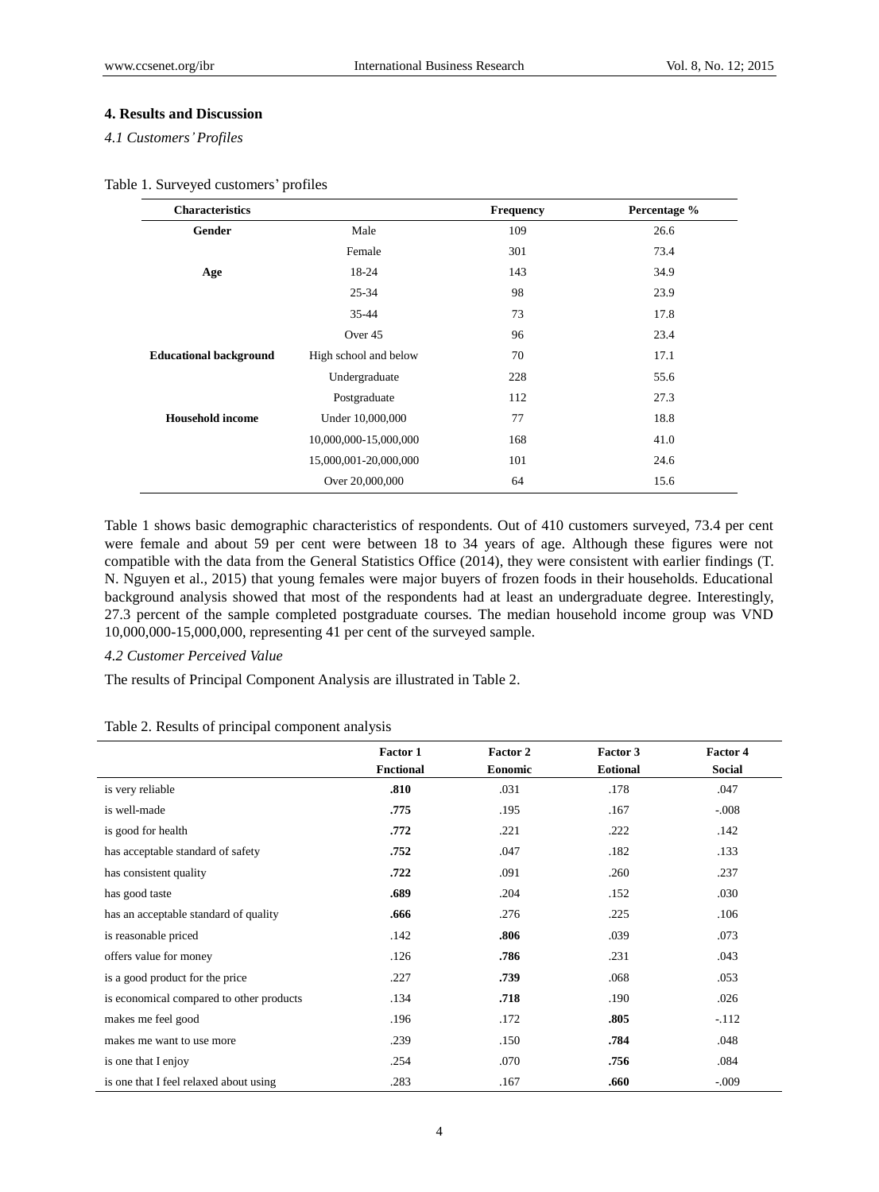## 4. Results and Discussion

### *4.1 Customers' Profiles*

Table 1. Surveyed customers' profiles

| Characteristics | | Frequency | Percentage % |
|---|---|---|---|
| **Gender** | Male | 109 | 26.6 |
| | Female | 301 | 73.4 |
| **Age** | 18-24 | 143 | 34.9 |
| | 25-34 | 98 | 23.9 |
| | 35-44 | 73 | 17.8 |
| | Over 45 | 96 | 23.4 |
| **Educational background** | High school and below | 70 | 17.1 |
| | Undergraduate | 228 | 55.6 |
| | Postgraduate | 112 | 27.3 |
| **Household income** | Under 10,000,000 | 77 | 18.8 |
| | 10,000,000-15,000,000 | 168 | 41.0 |
| | 15,000,001-20,000,000 | 101 | 24.6 |
| | Over 20,000,000 | 64 | 15.6 |

Table 1 shows basic demographic characteristics of respondents. Out of 410 customers surveyed, 73.4 per cent were female and about 59 per cent were between 18 to 34 years of age. Although these figures were not compatible with the data from the General Statistics Office (2014), they were consistent with earlier findings (T. N. Nguyen et al., 2015) that young females were major buyers of frozen foods in their households. Educational background analysis showed that most of the respondents had at least an undergraduate degree. Interestingly, 27.3 percent of the sample completed postgraduate courses. The median household income group was VND 10,000,000-15,000,000, representing 41 per cent of the surveyed sample.

### *4.2 Customer Perceived Value*

The results of Principal Component Analysis are illustrated in Table 2.

Table 2. Results of principal component analysis

| | Factor 1 Fnctional | Factor 2 Eonomic | Factor 3 Eotional | Factor 4 Social |
|---|---|---|---|---|
| is very reliable | **.810** | .031 | .178 | .047 |
| is well-made | **.775** | .195 | .167 | -.008 |
| is good for health | **.772** | .221 | .222 | .142 |
| has acceptable standard of safety | **.752** | .047 | .182 | .133 |
| has consistent quality | **.722** | .091 | .260 | .237 |
| has good taste | **.689** | .204 | .152 | .030 |
| has an acceptable standard of quality | **.666** | .276 | .225 | .106 |
| is reasonable priced | .142 | **.806** | .039 | .073 |
| offers value for money | .126 | **.786** | .231 | .043 |
| is a good product for the price | .227 | **.739** | .068 | .053 |
| is economical compared to other products | .134 | **.718** | .190 | .026 |
| makes me feel good | .196 | .172 | **.805** | -.112 |
| makes me want to use more | .239 | .150 | **.784** | .048 |
| is one that I enjoy | .254 | .070 | **.756** | .084 |
| is one that I feel relaxed about using | .283 | .167 | **.660** | -.009 |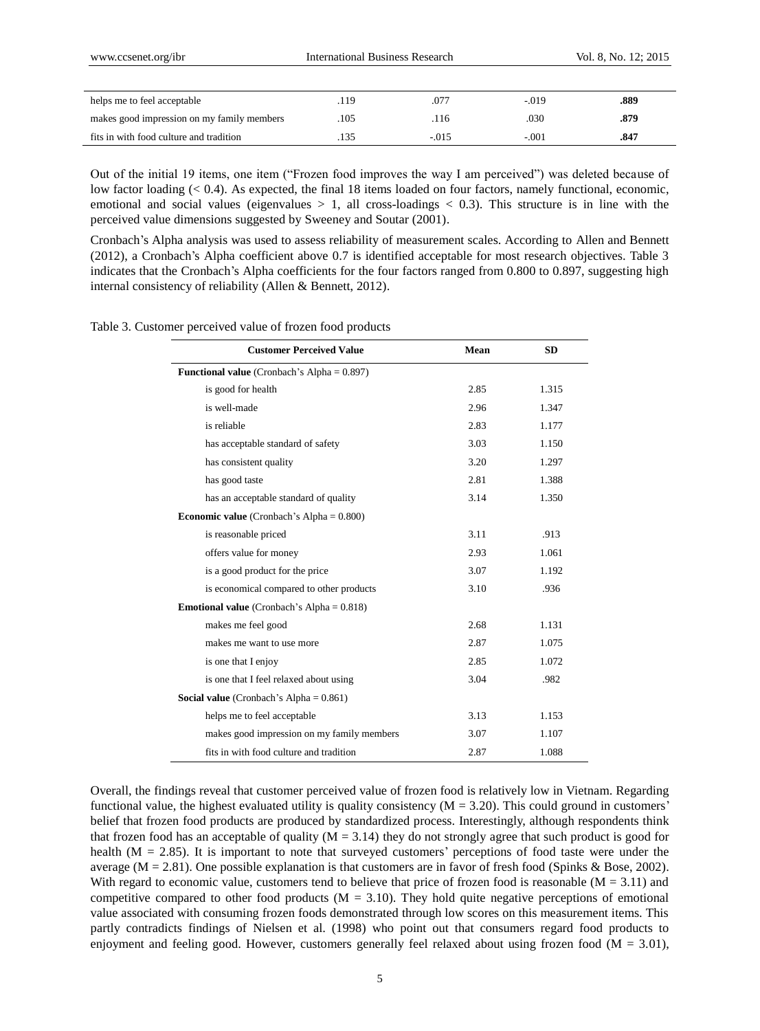| | | | | |
|---|---|---|---|---|
| helps me to feel acceptable | .119 | .077 | -.019 | **.889** |
| makes good impression on my family members | .105 | .116 | .030 | **.879** |
| fits in with food culture and tradition | .135 | -.015 | -.001 | **.847** |

Out of the initial 19 items, one item ("Frozen food improves the way I am perceived") was deleted because of low factor loading (< 0.4). As expected, the final 18 items loaded on four factors, namely functional, economic, emotional and social values (eigenvalues > 1, all cross-loadings < 0.3). This structure is in line with the perceived value dimensions suggested by Sweeney and Soutar (2001).

Cronbach's Alpha analysis was used to assess reliability of measurement scales. According to Allen and Bennett (2012), a Cronbach's Alpha coefficient above 0.7 is identified acceptable for most research objectives. Table 3 indicates that the Cronbach's Alpha coefficients for the four factors ranged from 0.800 to 0.897, suggesting high internal consistency of reliability (Allen & Bennett, 2012).

Table 3. Customer perceived value of frozen food products

| Customer Perceived Value | Mean | SD |
|---|---|---|
| **Functional value** (Cronbach's Alpha = 0.897) | | |
| is good for health | 2.85 | 1.315 |
| is well-made | 2.96 | 1.347 |
| is reliable | 2.83 | 1.177 |
| has acceptable standard of safety | 3.03 | 1.150 |
| has consistent quality | 3.20 | 1.297 |
| has good taste | 2.81 | 1.388 |
| has an acceptable standard of quality | 3.14 | 1.350 |
| **Economic value** (Cronbach's Alpha = 0.800) | | |
| is reasonable priced | 3.11 | .913 |
| offers value for money | 2.93 | 1.061 |
| is a good product for the price | 3.07 | 1.192 |
| is economical compared to other products | 3.10 | .936 |
| **Emotional value** (Cronbach's Alpha = 0.818) | | |
| makes me feel good | 2.68 | 1.131 |
| makes me want to use more | 2.87 | 1.075 |
| is one that I enjoy | 2.85 | 1.072 |
| is one that I feel relaxed about using | 3.04 | .982 |
| **Social value** (Cronbach's Alpha = 0.861) | | |
| helps me to feel acceptable | 3.13 | 1.153 |
| makes good impression on my family members | 3.07 | 1.107 |
| fits in with food culture and tradition | 2.87 | 1.088 |

Overall, the findings reveal that customer perceived value of frozen food is relatively low in Vietnam. Regarding functional value, the highest evaluated utility is quality consistency (M = 3.20). This could ground in customers' belief that frozen food products are produced by standardized process. Interestingly, although respondents think that frozen food has an acceptable of quality (M = 3.14) they do not strongly agree that such product is good for health (M = 2.85). It is important to note that surveyed customers' perceptions of food taste were under the average (M = 2.81). One possible explanation is that customers are in favor of fresh food (Spinks & Bose, 2002). With regard to economic value, customers tend to believe that price of frozen food is reasonable (M = 3.11) and competitive compared to other food products (M = 3.10). They hold quite negative perceptions of emotional value associated with consuming frozen foods demonstrated through low scores on this measurement items. This partly contradicts findings of Nielsen et al. (1998) who point out that consumers regard food products to enjoyment and feeling good. However, customers generally feel relaxed about using frozen food (M = 3.01),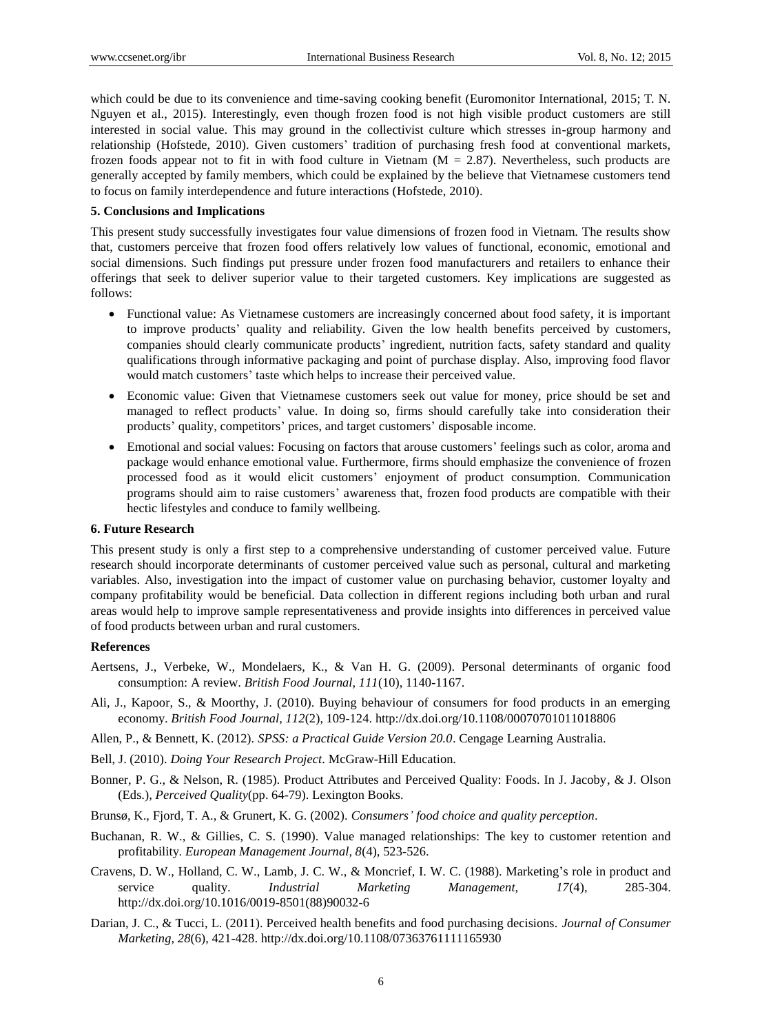which could be due to its convenience and time-saving cooking benefit (Euromonitor International, 2015; T. N. Nguyen et al., 2015). Interestingly, even though frozen food is not high visible product customers are still interested in social value. This may ground in the collectivist culture which stresses in-group harmony and relationship (Hofstede, 2010). Given customers' tradition of purchasing fresh food at conventional markets, frozen foods appear not to fit in with food culture in Vietnam ($M = 2.87$). Nevertheless, such products are generally accepted by family members, which could be explained by the believe that Vietnamese customers tend to focus on family interdependence and future interactions (Hofstede, 2010).

## 5. Conclusions and Implications

This present study successfully investigates four value dimensions of frozen food in Vietnam. The results show that, customers perceive that frozen food offers relatively low values of functional, economic, emotional and social dimensions. Such findings put pressure under frozen food manufacturers and retailers to enhance their offerings that seek to deliver superior value to their targeted customers. Key implications are suggested as follows:

- Functional value: As Vietnamese customers are increasingly concerned about food safety, it is important to improve products' quality and reliability. Given the low health benefits perceived by customers, companies should clearly communicate products' ingredient, nutrition facts, safety standard and quality qualifications through informative packaging and point of purchase display. Also, improving food flavor would match customers' taste which helps to increase their perceived value.
- Economic value: Given that Vietnamese customers seek out value for money, price should be set and managed to reflect products' value. In doing so, firms should carefully take into consideration their products' quality, competitors' prices, and target customers' disposable income.
- Emotional and social values: Focusing on factors that arouse customers' feelings such as color, aroma and package would enhance emotional value. Furthermore, firms should emphasize the convenience of frozen processed food as it would elicit customers' enjoyment of product consumption. Communication programs should aim to raise customers' awareness that, frozen food products are compatible with their hectic lifestyles and conduce to family wellbeing.

## 6. Future Research

This present study is only a first step to a comprehensive understanding of customer perceived value. Future research should incorporate determinants of customer perceived value such as personal, cultural and marketing variables. Also, investigation into the impact of customer value on purchasing behavior, customer loyalty and company profitability would be beneficial. Data collection in different regions including both urban and rural areas would help to improve sample representativeness and provide insights into differences in perceived value of food products between urban and rural customers.

## References

Aertsens, J., Verbeke, W., Mondelaers, K., & Van H. G. (2009). Personal determinants of organic food consumption: A review. *British Food Journal, 111*(10), 1140-1167.

Ali, J., Kapoor, S., & Moorthy, J. (2010). Buying behaviour of consumers for food products in an emerging economy. *British Food Journal, 112*(2), 109-124. http://dx.doi.org/10.1108/00070701011018806

Allen, P., & Bennett, K. (2012). *SPSS: a Practical Guide Version 20.0*. Cengage Learning Australia.

Bell, J. (2010). *Doing Your Research Project*. McGraw-Hill Education.

Bonner, P. G., & Nelson, R. (1985). Product Attributes and Perceived Quality: Foods. In J. Jacoby, & J. Olson (Eds.), *Perceived Quality*(pp. 64-79). Lexington Books.

Brunsø, K., Fjord, T. A., & Grunert, K. G. (2002). *Consumers' food choice and quality perception*.

Buchanan, R. W., & Gillies, C. S. (1990). Value managed relationships: The key to customer retention and profitability. *European Management Journal, 8*(4), 523-526.

Cravens, D. W., Holland, C. W., Lamb, J. C. W., & Moncrief, I. W. C. (1988). Marketing's role in product and service quality. *Industrial Marketing Management, 17*(4), 285-304. http://dx.doi.org/10.1016/0019-8501(88)90032-6

Darian, J. C., & Tucci, L. (2011). Perceived health benefits and food purchasing decisions. *Journal of Consumer Marketing, 28*(6), 421-428. http://dx.doi.org/10.1108/07363761111165930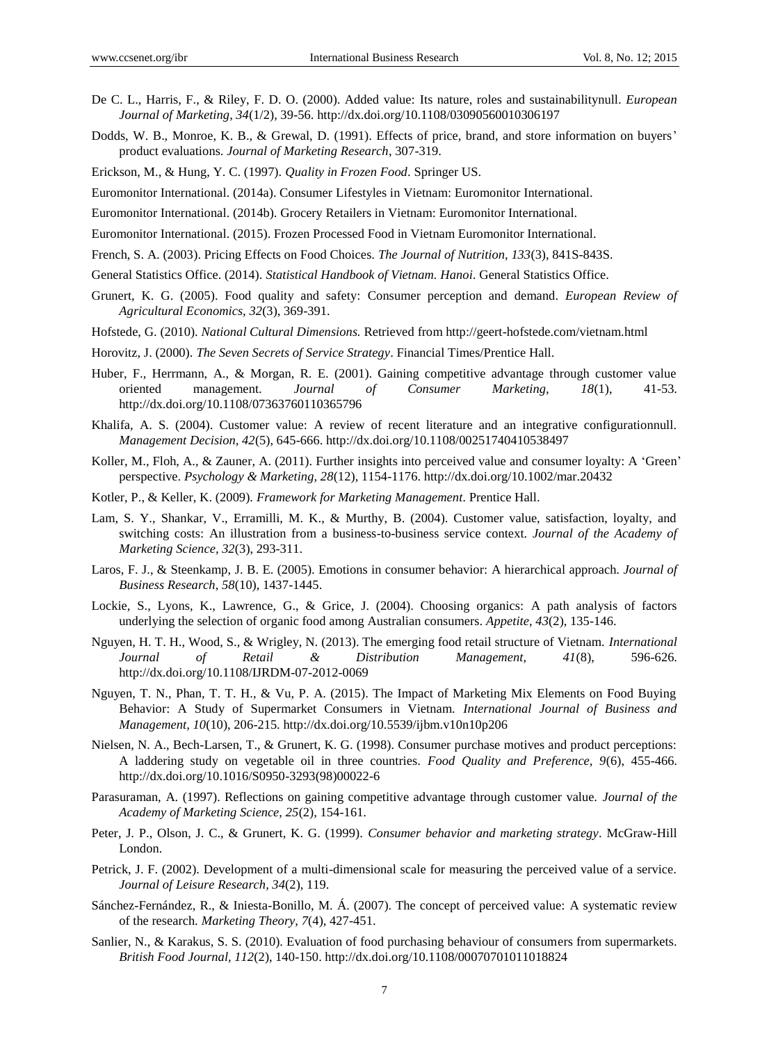De C. L., Harris, F., & Riley, F. D. O. (2000). Added value: Its nature, roles and sustainabilitynull. *European Journal of Marketing, 34*(1/2), 39-56. http://dx.doi.org/10.1108/03090560010306197

Dodds, W. B., Monroe, K. B., & Grewal, D. (1991). Effects of price, brand, and store information on buyers' product evaluations. *Journal of Marketing Research*, 307-319.

Erickson, M., & Hung, Y. C. (1997). *Quality in Frozen Food*. Springer US.

Euromonitor International. (2014a). Consumer Lifestyles in Vietnam: Euromonitor International.

Euromonitor International. (2014b). Grocery Retailers in Vietnam: Euromonitor International.

Euromonitor International. (2015). Frozen Processed Food in Vietnam Euromonitor International.

French, S. A. (2003). Pricing Effects on Food Choices. *The Journal of Nutrition, 133*(3), 841S-843S.

General Statistics Office. (2014). *Statistical Handbook of Vietnam. Hanoi*. General Statistics Office.

Grunert, K. G. (2005). Food quality and safety: Consumer perception and demand. *European Review of Agricultural Economics, 32*(3), 369-391.

Hofstede, G. (2010). *National Cultural Dimensions.* Retrieved from http://geert-hofstede.com/vietnam.html

Horovitz, J. (2000). *The Seven Secrets of Service Strategy*. Financial Times/Prentice Hall.

Huber, F., Herrmann, A., & Morgan, R. E. (2001). Gaining competitive advantage through customer value oriented management. *Journal of Consumer Marketing, 18*(1), 41-53. http://dx.doi.org/10.1108/07363760110365796

Khalifa, A. S. (2004). Customer value: A review of recent literature and an integrative configurationnull. *Management Decision, 42*(5), 645-666. http://dx.doi.org/10.1108/00251740410538497

Koller, M., Floh, A., & Zauner, A. (2011). Further insights into perceived value and consumer loyalty: A 'Green' perspective. *Psychology & Marketing, 28*(12), 1154-1176. http://dx.doi.org/10.1002/mar.20432

Kotler, P., & Keller, K. (2009). *Framework for Marketing Management*. Prentice Hall.

Lam, S. Y., Shankar, V., Erramilli, M. K., & Murthy, B. (2004). Customer value, satisfaction, loyalty, and switching costs: An illustration from a business-to-business service context. *Journal of the Academy of Marketing Science, 32*(3), 293-311.

Laros, F. J., & Steenkamp, J. B. E. (2005). Emotions in consumer behavior: A hierarchical approach. *Journal of Business Research, 58*(10), 1437-1445.

Lockie, S., Lyons, K., Lawrence, G., & Grice, J. (2004). Choosing organics: A path analysis of factors underlying the selection of organic food among Australian consumers. *Appetite, 43*(2), 135-146.

Nguyen, H. T. H., Wood, S., & Wrigley, N. (2013). The emerging food retail structure of Vietnam. *International Journal of Retail & Distribution Management, 41*(8), 596-626. http://dx.doi.org/10.1108/IJRDM-07-2012-0069

Nguyen, T. N., Phan, T. T. H., & Vu, P. A. (2015). The Impact of Marketing Mix Elements on Food Buying Behavior: A Study of Supermarket Consumers in Vietnam. *International Journal of Business and Management, 10*(10), 206-215. http://dx.doi.org/10.5539/ijbm.v10n10p206

Nielsen, N. A., Bech-Larsen, T., & Grunert, K. G. (1998). Consumer purchase motives and product perceptions: A laddering study on vegetable oil in three countries. *Food Quality and Preference, 9*(6), 455-466. http://dx.doi.org/10.1016/S0950-3293(98)00022-6

Parasuraman, A. (1997). Reflections on gaining competitive advantage through customer value. *Journal of the Academy of Marketing Science, 25*(2), 154-161.

Peter, J. P., Olson, J. C., & Grunert, K. G. (1999). *Consumer behavior and marketing strategy*. McGraw-Hill London.

Petrick, J. F. (2002). Development of a multi-dimensional scale for measuring the perceived value of a service. *Journal of Leisure Research, 34*(2), 119.

Sánchez-Fernández, R., & Iniesta-Bonillo, M. Á. (2007). The concept of perceived value: A systematic review of the research. *Marketing Theory, 7*(4), 427-451.

Sanlier, N., & Karakus, S. S. (2010). Evaluation of food purchasing behaviour of consumers from supermarkets. *British Food Journal, 112*(2), 140-150. http://dx.doi.org/10.1108/00070701011018824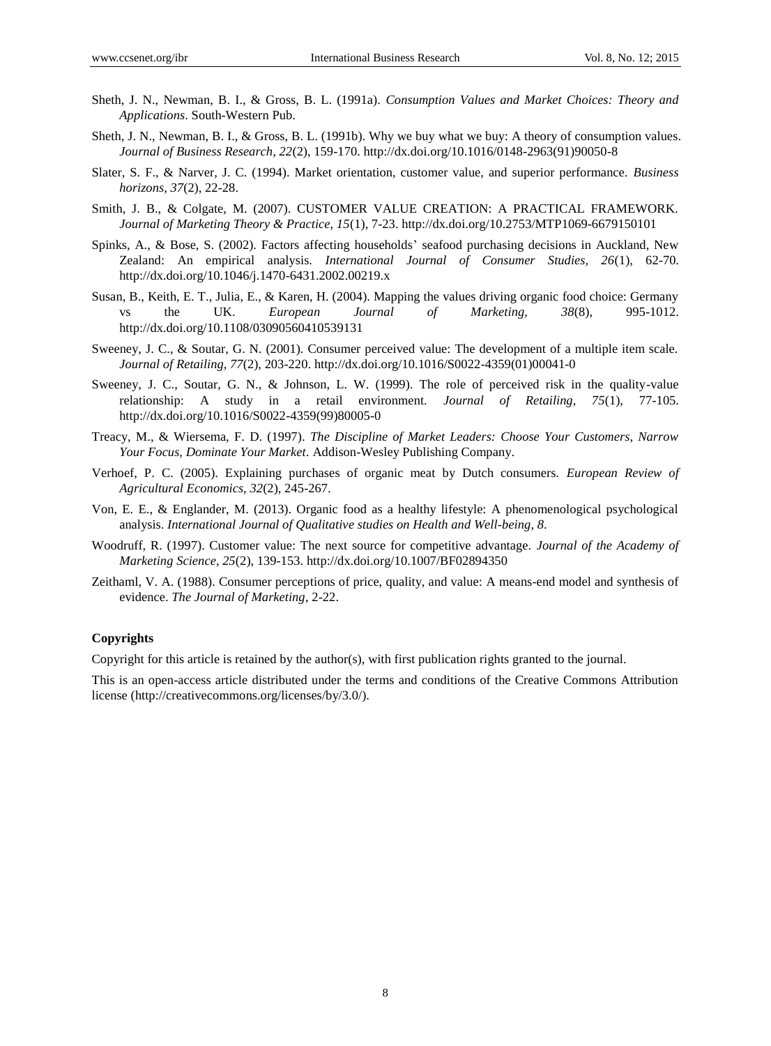Sheth, J. N., Newman, B. I., & Gross, B. L. (1991a). *Consumption Values and Market Choices: Theory and Applications*. South-Western Pub.

Sheth, J. N., Newman, B. I., & Gross, B. L. (1991b). Why we buy what we buy: A theory of consumption values. *Journal of Business Research, 22*(2), 159-170. http://dx.doi.org/10.1016/0148-2963(91)90050-8

Slater, S. F., & Narver, J. C. (1994). Market orientation, customer value, and superior performance. *Business horizons, 37*(2), 22-28.

Smith, J. B., & Colgate, M. (2007). CUSTOMER VALUE CREATION: A PRACTICAL FRAMEWORK. *Journal of Marketing Theory & Practice, 15*(1), 7-23. http://dx.doi.org/10.2753/MTP1069-6679150101

Spinks, A., & Bose, S. (2002). Factors affecting households' seafood purchasing decisions in Auckland, New Zealand: An empirical analysis. *International Journal of Consumer Studies, 26*(1), 62-70. http://dx.doi.org/10.1046/j.1470-6431.2002.00219.x

Susan, B., Keith, E. T., Julia, E., & Karen, H. (2004). Mapping the values driving organic food choice: Germany vs the UK. *European Journal of Marketing, 38*(8), 995-1012. http://dx.doi.org/10.1108/03090560410539131

Sweeney, J. C., & Soutar, G. N. (2001). Consumer perceived value: The development of a multiple item scale. *Journal of Retailing, 77*(2), 203-220. http://dx.doi.org/10.1016/S0022-4359(01)00041-0

Sweeney, J. C., Soutar, G. N., & Johnson, L. W. (1999). The role of perceived risk in the quality-value relationship: A study in a retail environment. *Journal of Retailing, 75*(1), 77-105. http://dx.doi.org/10.1016/S0022-4359(99)80005-0

Treacy, M., & Wiersema, F. D. (1997). *The Discipline of Market Leaders: Choose Your Customers, Narrow Your Focus, Dominate Your Market*. Addison-Wesley Publishing Company.

Verhoef, P. C. (2005). Explaining purchases of organic meat by Dutch consumers. *European Review of Agricultural Economics, 32*(2), 245-267.

Von, E. E., & Englander, M. (2013). Organic food as a healthy lifestyle: A phenomenological psychological analysis. *International Journal of Qualitative studies on Health and Well-being, 8*.

Woodruff, R. (1997). Customer value: The next source for competitive advantage. *Journal of the Academy of Marketing Science, 25*(2), 139-153. http://dx.doi.org/10.1007/BF02894350

Zeithaml, V. A. (1988). Consumer perceptions of price, quality, and value: A means-end model and synthesis of evidence. *The Journal of Marketing*, 2-22.

**Copyrights**

Copyright for this article is retained by the author(s), with first publication rights granted to the journal.

This is an open-access article distributed under the terms and conditions of the Creative Commons Attribution license (http://creativecommons.org/licenses/by/3.0/).